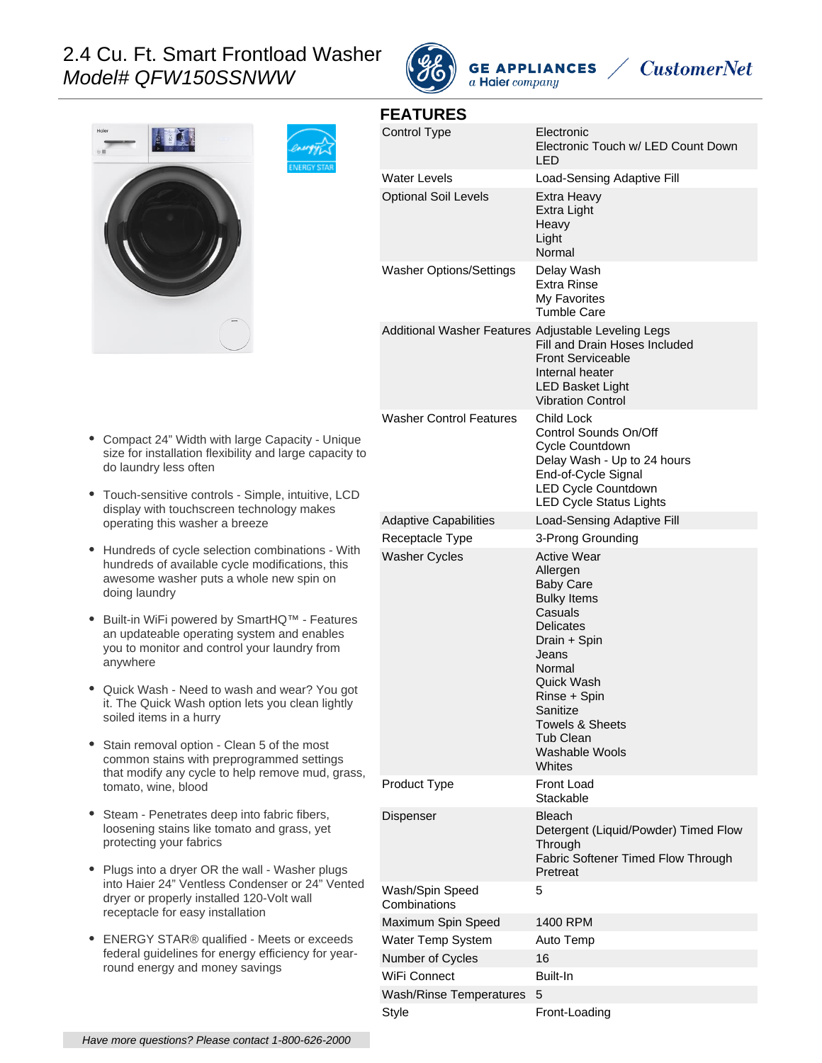# 2.4 Cu. Ft. Smart Frontload Washer

*Model# QFW150SSNWW*

GE APPLIANCES *a Haier company* / *CustomerNet*

- Compact 24" Width with large Capacity - Unique size for installation flexibility and large capacity to do laundry less often
- Touch-sensitive controls - Simple, intuitive, LCD display with touchscreen technology makes operating this washer a breeze
- Hundreds of cycle selection combinations - With hundreds of available cycle modifications, this awesome washer puts a whole new spin on doing laundry
- Built-in WiFi powered by SmartHQ™ - Features an updateable operating system and enables you to monitor and control your laundry from anywhere
- Quick Wash - Need to wash and wear? You got it. The Quick Wash option lets you clean lightly soiled items in a hurry
- Stain removal option - Clean 5 of the most common stains with preprogrammed settings that modify any cycle to help remove mud, grass, tomato, wine, blood
- Steam - Penetrates deep into fabric fibers, loosening stains like tomato and grass, yet protecting your fabrics
- Plugs into a dryer OR the wall - Washer plugs into Haier 24" Ventless Condenser or 24" Vented dryer or properly installed 120-Volt wall receptacle for easy installation
- ENERGY STAR® qualified - Meets or exceeds federal guidelines for energy efficiency for year-round energy and money savings

## FEATURES

| | |
|---|---|
| Control Type | Electronic<br>Electronic Touch w/ LED Count Down<br>LED |
| Water Levels | Load-Sensing Adaptive Fill |
| Optional Soil Levels | Extra Heavy<br>Extra Light<br>Heavy<br>Light<br>Normal |
| Washer Options/Settings | Delay Wash<br>Extra Rinse<br>My Favorites<br>Tumble Care |
| Additional Washer Features | Adjustable Leveling Legs<br>Fill and Drain Hoses Included<br>Front Serviceable<br>Internal heater<br>LED Basket Light<br>Vibration Control |
| Washer Control Features | Child Lock<br>Control Sounds On/Off<br>Cycle Countdown<br>Delay Wash - Up to 24 hours<br>End-of-Cycle Signal<br>LED Cycle Countdown<br>LED Cycle Status Lights |
| Adaptive Capabilities | Load-Sensing Adaptive Fill |
| Receptacle Type | 3-Prong Grounding |
| Washer Cycles | Active Wear<br>Allergen<br>Baby Care<br>Bulky Items<br>Casuals<br>Delicates<br>Drain + Spin<br>Jeans<br>Normal<br>Quick Wash<br>Rinse + Spin<br>Sanitize<br>Towels & Sheets<br>Tub Clean<br>Washable Wools<br>Whites |
| Product Type | Front Load<br>Stackable |
| Dispenser | Bleach<br>Detergent (Liquid/Powder) Timed Flow Through<br>Fabric Softener Timed Flow Through<br>Pretreat |
| Wash/Spin Speed Combinations | 5 |
| Maximum Spin Speed | 1400 RPM |
| Water Temp System | Auto Temp |
| Number of Cycles | 16 |
| WiFi Connect | Built-In |
| Wash/Rinse Temperatures | 5 |
| Style | Front-Loading |

*Have more questions? Please contact 1-800-626-2000*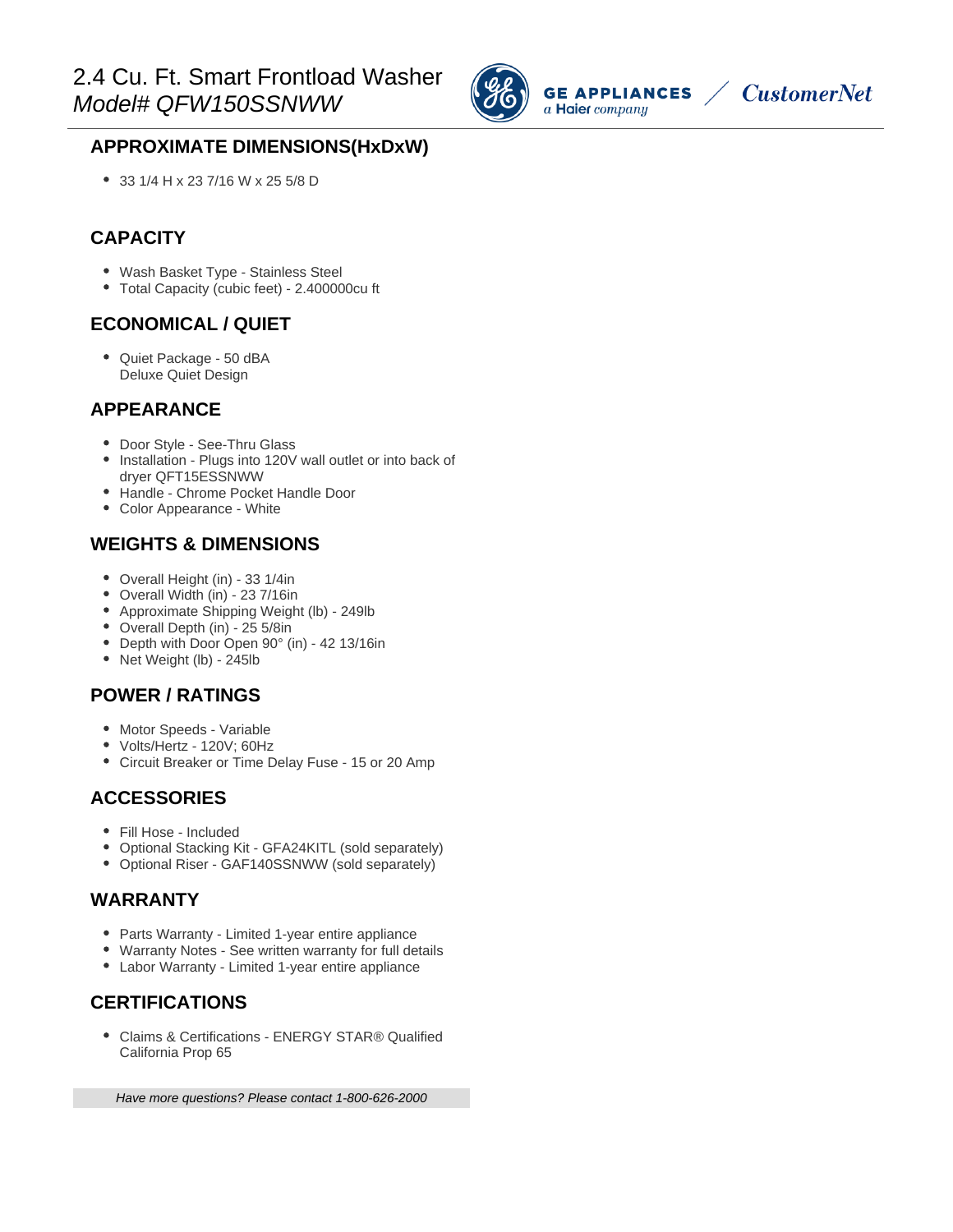# 2.4 Cu. Ft. Smart Frontload Washer

*Model# QFW150SSNWW*

GE APPLIANCES
*a Haier company*
*CustomerNet*

## APPROXIMATE DIMENSIONS(HxDxW)

- 33 1/4 H x 23 7/16 W x 25 5/8 D

## CAPACITY

- Wash Basket Type - Stainless Steel
- Total Capacity (cubic feet) - 2.400000cu ft

## ECONOMICAL / QUIET

- Quiet Package - 50 dBA
  Deluxe Quiet Design

## APPEARANCE

- Door Style - See-Thru Glass
- Installation - Plugs into 120V wall outlet or into back of dryer QFT15ESSNWW
- Handle - Chrome Pocket Handle Door
- Color Appearance - White

## WEIGHTS & DIMENSIONS

- Overall Height (in) - 33 1/4in
- Overall Width (in) - 23 7/16in
- Approximate Shipping Weight (lb) - 249lb
- Overall Depth (in) - 25 5/8in
- Depth with Door Open 90° (in) - 42 13/16in
- Net Weight (lb) - 245lb

## POWER / RATINGS

- Motor Speeds - Variable
- Volts/Hertz - 120V; 60Hz
- Circuit Breaker or Time Delay Fuse - 15 or 20 Amp

## ACCESSORIES

- Fill Hose - Included
- Optional Stacking Kit - GFA24KITL (sold separately)
- Optional Riser - GAF140SSNWW (sold separately)

## WARRANTY

- Parts Warranty - Limited 1-year entire appliance
- Warranty Notes - See written warranty for full details
- Labor Warranty - Limited 1-year entire appliance

## CERTIFICATIONS

- Claims & Certifications - ENERGY STAR® Qualified
  California Prop 65

*Have more questions? Please contact 1-800-626-2000*